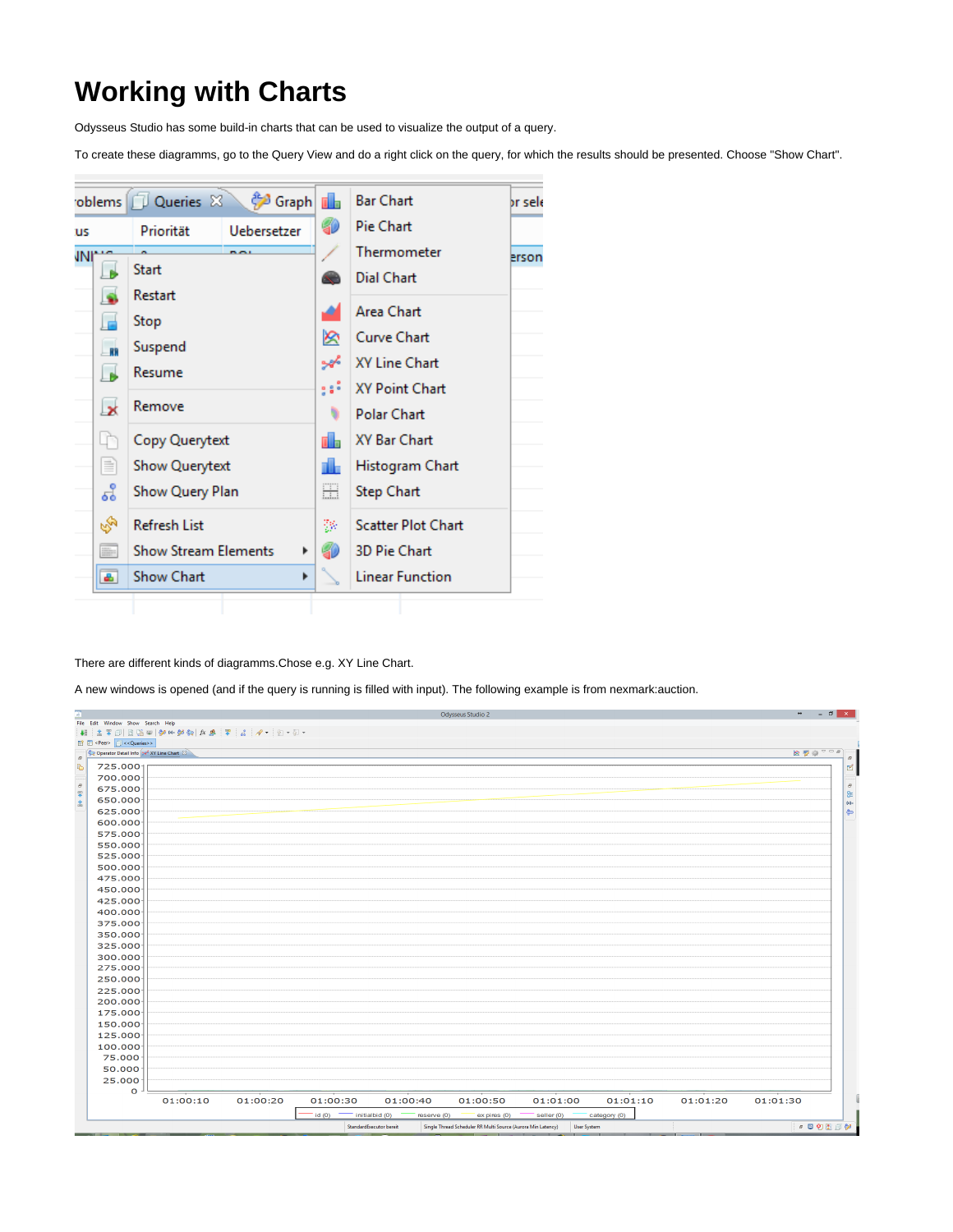# Working with Charts

Odysseus Studio has some build-in charts that can be used to visualize the output of a query.

To create these diagramms, go to the Query View and do a right click on the query, for which the results should be presented. Choose "Show Chart".

There are different kinds of diagramms.Chose e.g. XY Line Chart.

A new windows is opened (and if the query is running is filled with input). The following example is from nexmark:auction.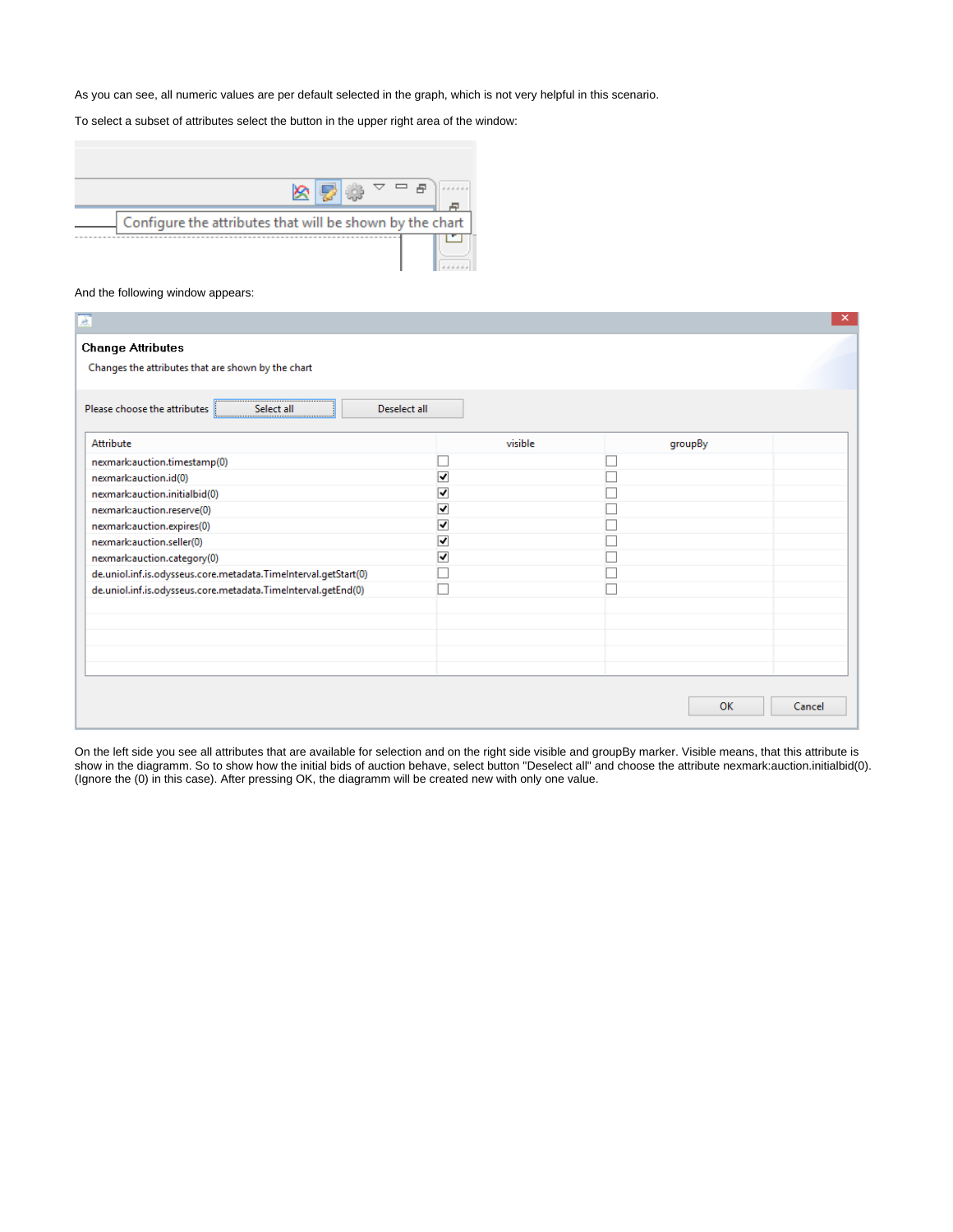As you can see, all numeric values are per default selected in the graph, which is not very helpful in this scenario.

To select a subset of attributes select the button in the upper right area of the window:

Configure the attributes that will be shown by the chart

And the following window appears:

**Change Attributes**

Changes the attributes that are shown by the chart

Please choose the attributes [Select all] [Deselect all]

| Attribute | visible | groupBy |
|---|---|---|
| nexmark:auction.timestamp(0) | ☐ | ☐ |
| nexmark:auction.id(0) | ☑ | ☐ |
| nexmark:auction.initialbid(0) | ☑ | ☐ |
| nexmark:auction.reserve(0) | ☑ | ☐ |
| nexmark:auction.expires(0) | ☑ | ☐ |
| nexmark:auction.seller(0) | ☑ | ☐ |
| nexmark:auction.category(0) | ☑ | ☐ |
| de.uniol.inf.is.odysseus.core.metadata.TimeInterval.getStart(0) | ☐ | ☐ |
| de.uniol.inf.is.odysseus.core.metadata.TimeInterval.getEnd(0) | ☐ | ☐ |

[OK] [Cancel]

On the left side you see all attributes that are available for selection and on the right side visible and groupBy marker. Visible means, that this attribute is show in the diagramm. So to show how the initial bids of auction behave, select button "Deselect all" and choose the attribute nexmark:auction.initialbid(0). (Ignore the (0) in this case). After pressing OK, the diagramm will be created new with only one value.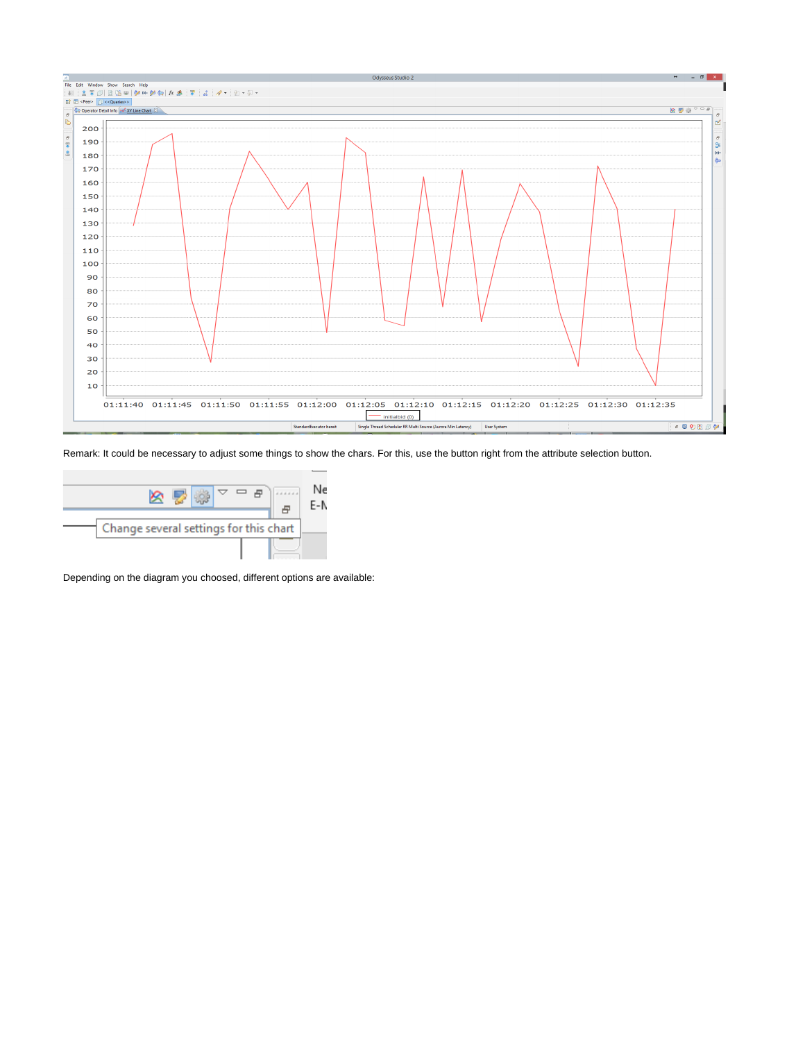Remark: It could be necessary to adjust some things to show the chars. For this, use the button right from the attribute selection button.

Depending on the diagram you choosed, different options are available: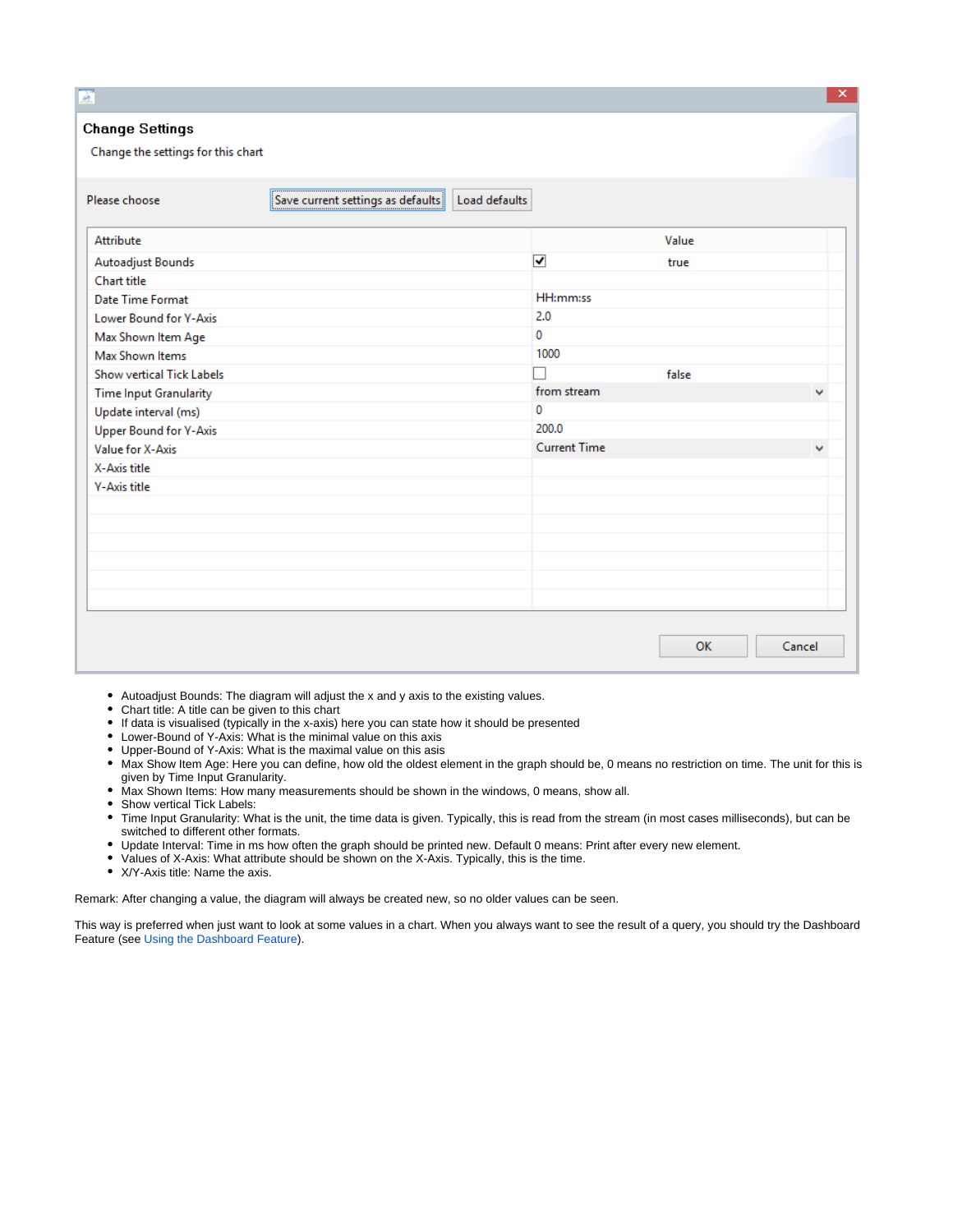**Change Settings**

Change the settings for this chart

Please choose | Save current settings as defaults | Load defaults

| Attribute | Value |
| --- | --- |
| Autoadjust Bounds | true |
| Chart title | |
| Date Time Format | HH:mm:ss |
| Lower Bound for Y-Axis | 2.0 |
| Max Shown Item Age | 0 |
| Max Shown Items | 1000 |
| Show vertical Tick Labels | false |
| Time Input Granularity | from stream |
| Update interval (ms) | 0 |
| Upper Bound for Y-Axis | 200.0 |
| Value for X-Axis | Current Time |
| X-Axis title | |
| Y-Axis title | |

OK | Cancel

- Autoadjust Bounds: The diagram will adjust the x and y axis to the existing values.
- Chart title: A title can be given to this chart
- If data is visualised (typically in the x-axis) here you can state how it should be presented
- Lower-Bound of Y-Axis: What is the minimal value on this axis
- Upper-Bound of Y-Axis: What is the maximal value on this asis
- Max Show Item Age: Here you can define, how old the oldest element in the graph should be, 0 means no restriction on time. The unit for this is given by Time Input Granularity.
- Max Shown Items: How many measurements should be shown in the windows, 0 means, show all.
- Show vertical Tick Labels:
- Time Input Granularity: What is the unit, the time data is given. Typically, this is read from the stream (in most cases milliseconds), but can be switched to different other formats.
- Update Interval: Time in ms how often the graph should be printed new. Default 0 means: Print after every new element.
- Values of X-Axis: What attribute should be shown on the X-Axis. Typically, this is the time.
- X/Y-Axis title: Name the axis.

Remark: After changing a value, the diagram will always be created new, so no older values can be seen.

This way is preferred when just want to look at some values in a chart. When you always want to see the result of a query, you should try the Dashboard Feature (see Using the Dashboard Feature).